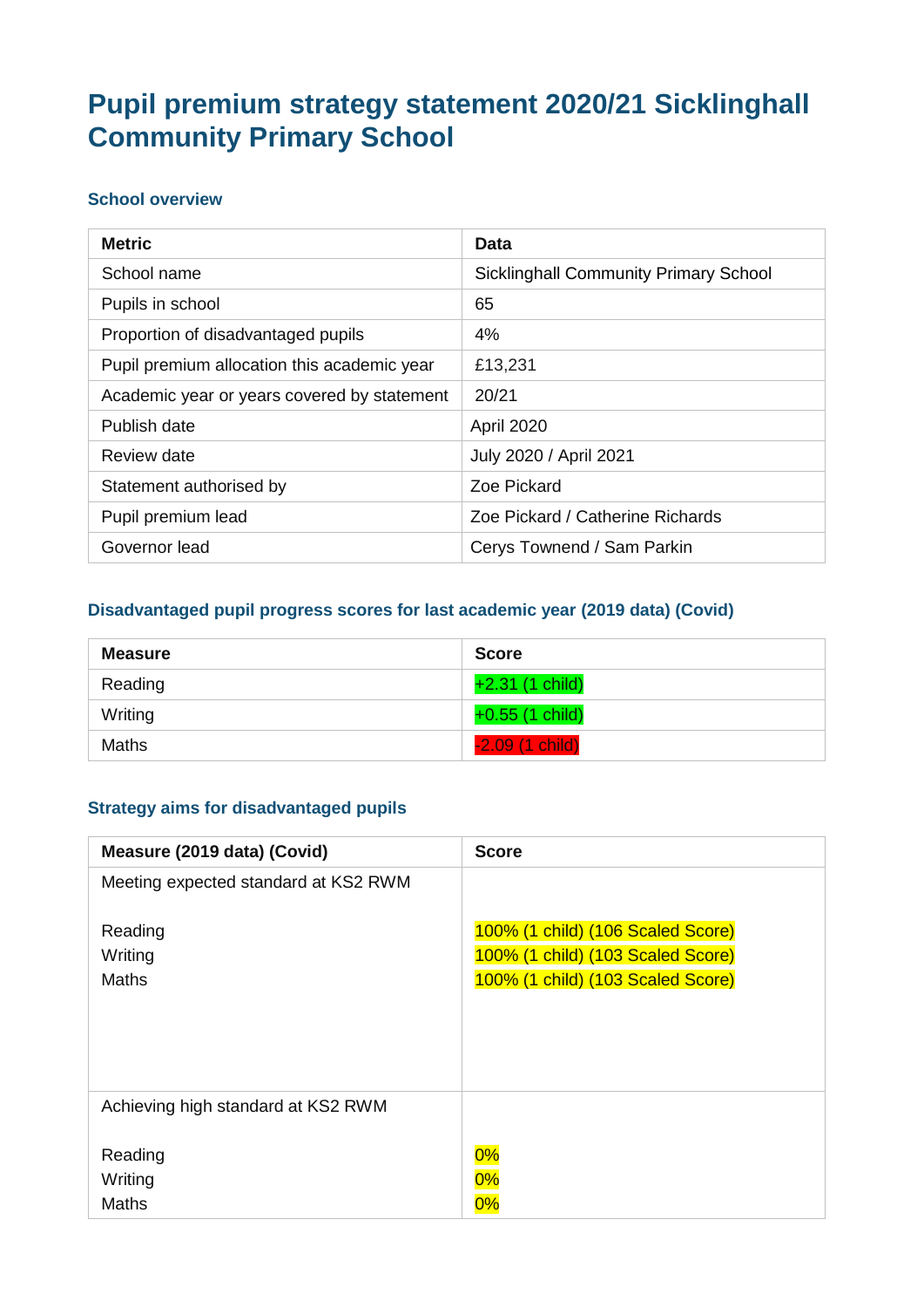# Pupil premium strategy statement 2020/21 Sicklinghall Community Primary School

## School overview

| Metric | Data |
|---|---|
| School name | Sicklinghall Community Primary School |
| Pupils in school | 65 |
| Proportion of disadvantaged pupils | 4% |
| Pupil premium allocation this academic year | £13,231 |
| Academic year or years covered by statement | 20/21 |
| Publish date | April 2020 |
| Review date | July 2020 / April 2021 |
| Statement authorised by | Zoe Pickard |
| Pupil premium lead | Zoe Pickard / Catherine Richards |
| Governor lead | Cerys Townend / Sam Parkin |

## Disadvantaged pupil progress scores for last academic year (2019 data) (Covid)

| Measure | Score |
|---|---|
| Reading | +2.31 (1 child) |
| Writing | +0.55 (1 child) |
| Maths | -2.09 (1 child) |

## Strategy aims for disadvantaged pupils

| Measure (2019 data) (Covid) | Score |
|---|---|
| Meeting expected standard at KS2 RWM<br><br>Reading<br>Writing<br>Maths | <br><br>100% (1 child) (106 Scaled Score)<br>100% (1 child) (103 Scaled Score)<br>100% (1 child) (103 Scaled Score) |
| Achieving high standard at KS2 RWM<br><br>Reading<br>Writing<br>Maths | <br><br>0%<br>0%<br>0% |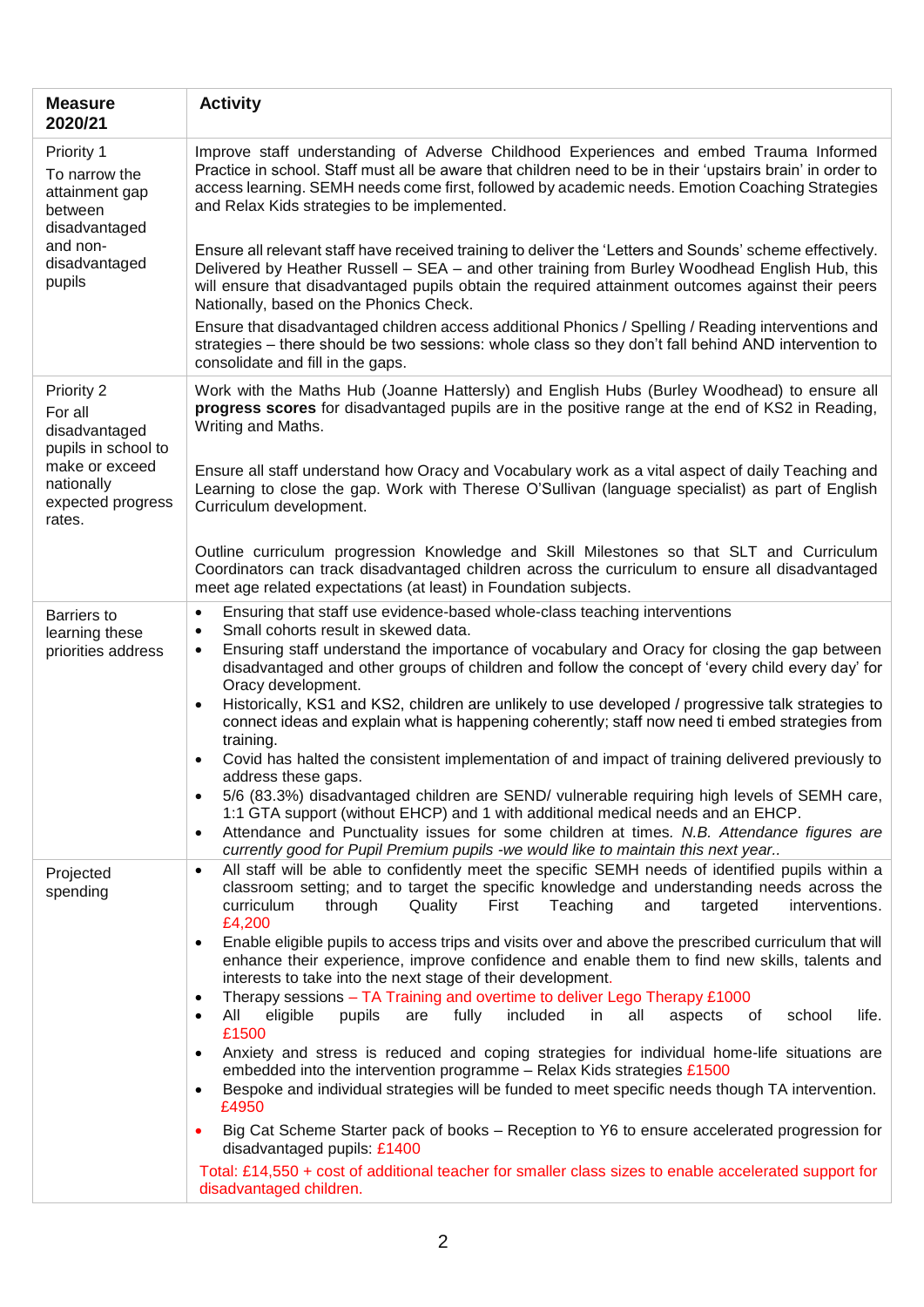| **Measure 2020/21** | **Activity** |
|---|---|
| Priority 1<br>To narrow the attainment gap between disadvantaged and non-disadvantaged pupils | Improve staff understanding of Adverse Childhood Experiences and embed Trauma Informed Practice in school. Staff must all be aware that children need to be in their 'upstairs brain' in order to access learning. SEMH needs come first, followed by academic needs. Emotion Coaching Strategies and Relax Kids strategies to be implemented.<br><br>Ensure all relevant staff have received training to deliver the 'Letters and Sounds' scheme effectively. Delivered by Heather Russell – SEA – and other training from Burley Woodhead English Hub, this will ensure that disadvantaged pupils obtain the required attainment outcomes against their peers Nationally, based on the Phonics Check.<br><br>Ensure that disadvantaged children access additional Phonics / Spelling / Reading interventions and strategies – there should be two sessions: whole class so they don't fall behind AND intervention to consolidate and fill in the gaps. |
| Priority 2<br>For all disadvantaged pupils in school to make or exceed nationally expected progress rates. | Work with the Maths Hub (Joanne Hattersly) and English Hubs (Burley Woodhead) to ensure all **progress scores** for disadvantaged pupils are in the positive range at the end of KS2 in Reading, Writing and Maths.<br><br>Ensure all staff understand how Oracy and Vocabulary work as a vital aspect of daily Teaching and Learning to close the gap. Work with Therese O'Sullivan (language specialist) as part of English Curriculum development.<br><br>Outline curriculum progression Knowledge and Skill Milestones so that SLT and Curriculum Coordinators can track disadvantaged children across the curriculum to ensure all disadvantaged meet age related expectations (at least) in Foundation subjects. |
| Barriers to learning these priorities address | • Ensuring that staff use evidence-based whole-class teaching interventions<br>• Small cohorts result in skewed data.<br>• Ensuring staff understand the importance of vocabulary and Oracy for closing the gap between disadvantaged and other groups of children and follow the concept of 'every child every day' for Oracy development.<br>• Historically, KS1 and KS2, children are unlikely to use developed / progressive talk strategies to connect ideas and explain what is happening coherently; staff now need ti embed strategies from training.<br>• Covid has halted the consistent implementation of and impact of training delivered previously to address these gaps.<br>• 5/6 (83.3%) disadvantaged children are SEND/ vulnerable requiring high levels of SEMH care, 1:1 GTA support (without EHCP) and 1 with additional medical needs and an EHCP.<br>• Attendance and Punctuality issues for some children at times. *N.B. Attendance figures are currently good for Pupil Premium pupils -we would like to maintain this next year..* |
| Projected spending | • All staff will be able to confidently meet the specific SEMH needs of identified pupils within a classroom setting; and to target the specific knowledge and understanding needs across the curriculum through Quality First Teaching and targeted interventions. £4,200<br>• Enable eligible pupils to access trips and visits over and above the prescribed curriculum that will enhance their experience, improve confidence and enable them to find new skills, talents and interests to take into the next stage of their development.<br>• Therapy sessions – TA Training and overtime to deliver Lego Therapy £1000<br>• All eligible pupils are fully included in all aspects of school life. £1500<br>• Anxiety and stress is reduced and coping strategies for individual home-life situations are embedded into the intervention programme – Relax Kids strategies £1500<br>• Bespoke and individual strategies will be funded to meet specific needs though TA intervention. £4950<br>• Big Cat Scheme Starter pack of books – Reception to Y6 to ensure accelerated progression for disadvantaged pupils: £1400<br><br>Total: £14,550 + cost of additional teacher for smaller class sizes to enable accelerated support for disadvantaged children. |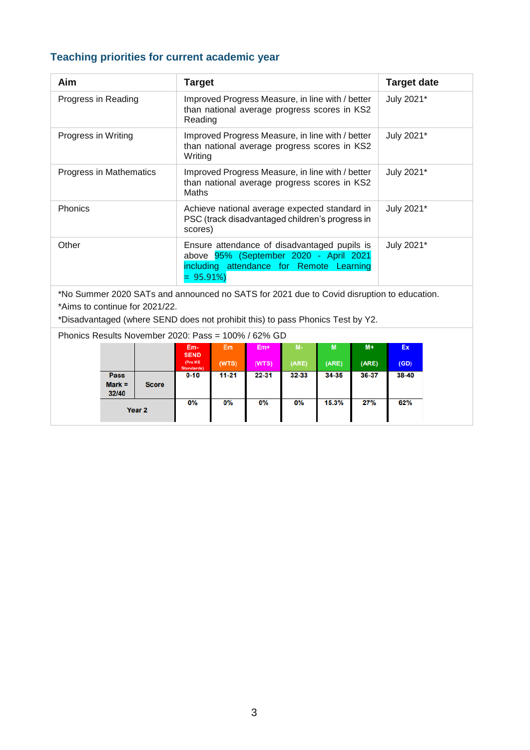## Teaching priorities for current academic year

| Aim | Target | Target date |
|---|---|---|
| Progress in Reading | Improved Progress Measure, in line with / better than national average progress scores in KS2 Reading | July 2021* |
| Progress in Writing | Improved Progress Measure, in line with / better than national average progress scores in KS2 Writing | July 2021* |
| Progress in Mathematics | Improved Progress Measure, in line with / better than national average progress scores in KS2 Maths | July 2021* |
| Phonics | Achieve national average expected standard in PSC (track disadvantaged children's progress in scores) | July 2021* |
| Other | Ensure attendance of disadvantaged pupils is above 95% (September 2020 - April 2021 including attendance for Remote Learning = 95.91%) | July 2021* |

*No Summer 2020 SATs and announced no SATS for 2021 due to Covid disruption to education.
*Aims to continue for 2021/22.
*Disadvantaged (where SEND does not prohibit this) to pass Phonics Test by Y2.

Phonics Results November 2020: Pass = 100% / 62% GD

| | | Em- SEND (Pre KS Standards) | Em (WTS) | Em+ (WTS) | M- (ARE) | M (ARE) | M+ (ARE) | Ex (GD) |
|---|---|---|---|---|---|---|---|---|
| Pass Mark = 32/40 | Score | 0-10 | 11-21 | 22-31 | 32-33 | 34-35 | 36-37 | 38-40 |
| Year 2 | | 0% | 0% | 0% | 0% | 15.3% | 27% | 62% |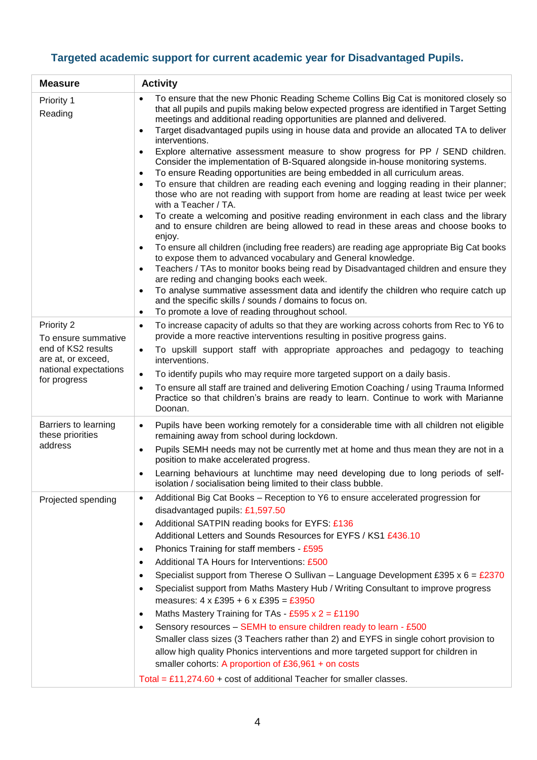## Targeted academic support for current academic year for Disadvantaged Pupils.

| Measure | Activity |
|---|---|
| Priority 1<br>Reading | • To ensure that the new Phonic Reading Scheme Collins Big Cat is monitored closely so that all pupils and pupils making below expected progress are identified in Target Setting meetings and additional reading opportunities are planned and delivered.<br>• Target disadvantaged pupils using in house data and provide an allocated TA to deliver interventions.<br>• Explore alternative assessment measure to show progress for PP / SEND children. Consider the implementation of B-Squared alongside in-house monitoring systems.<br>• To ensure Reading opportunities are being embedded in all curriculum areas.<br>• To ensure that children are reading each evening and logging reading in their planner; those who are not reading with support from home are reading at least twice per week with a Teacher / TA.<br>• To create a welcoming and positive reading environment in each class and the library and to ensure children are being allowed to read in these areas and choose books to enjoy.<br>• To ensure all children (including free readers) are reading age appropriate Big Cat books to expose them to advanced vocabulary and General knowledge.<br>• Teachers / TAs to monitor books being read by Disadvantaged children and ensure they are reding and changing books each week.<br>• To analyse summative assessment data and identify the children who require catch up and the specific skills / sounds / domains to focus on.<br>• To promote a love of reading throughout school. |
| Priority 2<br>To ensure summative end of KS2 results are at, or exceed, national expectations for progress | • To increase capacity of adults so that they are working across cohorts from Rec to Y6 to provide a more reactive interventions resulting in positive progress gains.<br>• To upskill support staff with appropriate approaches and pedagogy to teaching interventions.<br>• To identify pupils who may require more targeted support on a daily basis.<br>• To ensure all staff are trained and delivering Emotion Coaching / using Trauma Informed Practice so that children's brains are ready to learn. Continue to work with Marianne Doonan. |
| Barriers to learning these priorities address | • Pupils have been working remotely for a considerable time with all children not eligible remaining away from school during lockdown.<br>• Pupils SEMH needs may not be currently met at home and thus mean they are not in a position to make accelerated progress.<br>• Learning behaviours at lunchtime may need developing due to long periods of self-isolation / socialisation being limited to their class bubble. |
| Projected spending | • Additional Big Cat Books – Reception to Y6 to ensure accelerated progression for disadvantaged pupils: £1,597.50<br>• Additional SATPIN reading books for EYFS: £136<br>Additional Letters and Sounds Resources for EYFS / KS1 £436.10<br>• Phonics Training for staff members - £595<br>• Additional TA Hours for Interventions: £500<br>• Specialist support from Therese O Sullivan – Language Development £395 x 6 = £2370<br>• Specialist support from Maths Mastery Hub / Writing Consultant to improve progress measures: 4 x £395 + 6 x £395 = £3950<br>• Maths Mastery Training for TAs - £595 x 2 = £1190<br>• Sensory resources – SEMH to ensure children ready to learn - £500<br>Smaller class sizes (3 Teachers rather than 2) and EYFS in single cohort provision to allow high quality Phonics interventions and more targeted support for children in smaller cohorts: A proportion of £36,961 + on costs<br>Total = £11,274.60 + cost of additional Teacher for smaller classes. |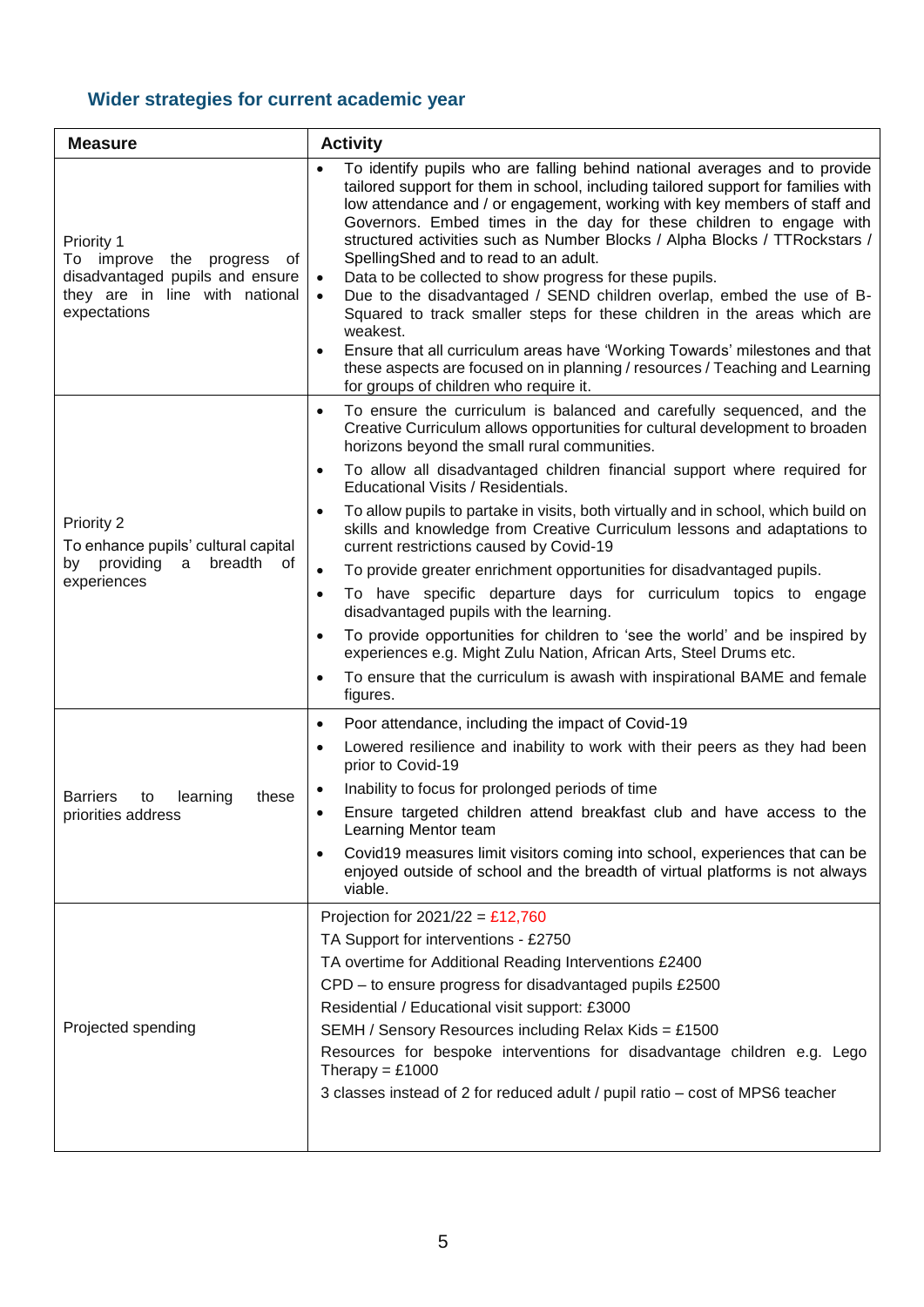## Wider strategies for current academic year

| Measure | Activity |
|---|---|
| Priority 1<br>To improve the progress of disadvantaged pupils and ensure they are in line with national expectations | • To identify pupils who are falling behind national averages and to provide tailored support for them in school, including tailored support for families with low attendance and / or engagement, working with key members of staff and Governors. Embed times in the day for these children to engage with structured activities such as Number Blocks / Alpha Blocks / TTRockstars / SpellingShed and to read to an adult.<br>• Data to be collected to show progress for these pupils.<br>• Due to the disadvantaged / SEND children overlap, embed the use of B-Squared to track smaller steps for these children in the areas which are weakest.<br>• Ensure that all curriculum areas have 'Working Towards' milestones and that these aspects are focused on in planning / resources / Teaching and Learning for groups of children who require it. |
| Priority 2<br>To enhance pupils' cultural capital by providing a breadth of experiences | • To ensure the curriculum is balanced and carefully sequenced, and the Creative Curriculum allows opportunities for cultural development to broaden horizons beyond the small rural communities.<br>• To allow all disadvantaged children financial support where required for Educational Visits / Residentials.<br>• To allow pupils to partake in visits, both virtually and in school, which build on skills and knowledge from Creative Curriculum lessons and adaptations to current restrictions caused by Covid-19<br>• To provide greater enrichment opportunities for disadvantaged pupils.<br>• To have specific departure days for curriculum topics to engage disadvantaged pupils with the learning.<br>• To provide opportunities for children to 'see the world' and be inspired by experiences e.g. Might Zulu Nation, African Arts, Steel Drums etc.<br>• To ensure that the curriculum is awash with inspirational BAME and female figures. |
| Barriers to learning these priorities address | • Poor attendance, including the impact of Covid-19<br>• Lowered resilience and inability to work with their peers as they had been prior to Covid-19<br>• Inability to focus for prolonged periods of time<br>• Ensure targeted children attend breakfast club and have access to the Learning Mentor team<br>• Covid19 measures limit visitors coming into school, experiences that can be enjoyed outside of school and the breadth of virtual platforms is not always viable. |
| Projected spending | Projection for 2021/22 = £12,760<br>TA Support for interventions - £2750<br>TA overtime for Additional Reading Interventions £2400<br>CPD – to ensure progress for disadvantaged pupils £2500<br>Residential / Educational visit support: £3000<br>SEMH / Sensory Resources including Relax Kids = £1500<br>Resources for bespoke interventions for disadvantage children e.g. Lego Therapy = £1000<br>3 classes instead of 2 for reduced adult / pupil ratio – cost of MPS6 teacher |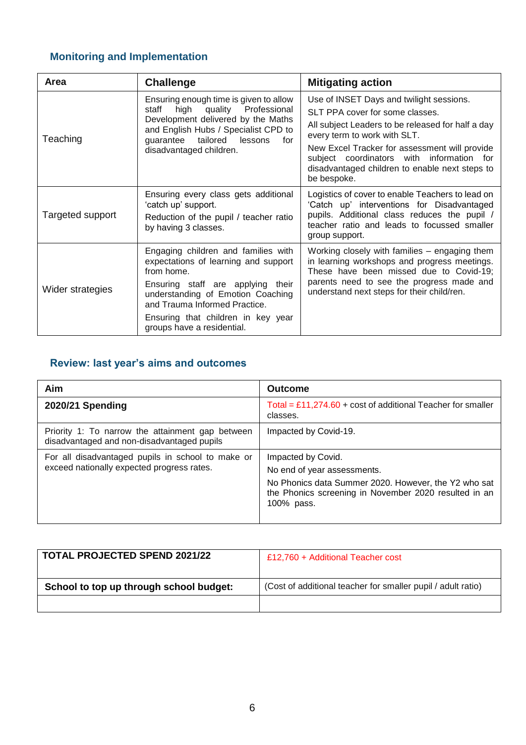## Monitoring and Implementation

| Area | Challenge | Mitigating action |
|---|---|---|
| Teaching | Ensuring enough time is given to allow staff high quality Professional Development delivered by the Maths and English Hubs / Specialist CPD to guarantee tailored lessons for disadvantaged children. | Use of INSET Days and twilight sessions.<br>SLT PPA cover for some classes.<br>All subject Leaders to be released for half a day every term to work with SLT.<br>New Excel Tracker for assessment will provide subject coordinators with information for disadvantaged children to enable next steps to be bespoke. |
| Targeted support | Ensuring every class gets additional 'catch up' support.<br>Reduction of the pupil / teacher ratio by having 3 classes. | Logistics of cover to enable Teachers to lead on 'Catch up' interventions for Disadvantaged pupils. Additional class reduces the pupil / teacher ratio and leads to focussed smaller group support. |
| Wider strategies | Engaging children and families with expectations of learning and support from home.<br>Ensuring staff are applying their understanding of Emotion Coaching and Trauma Informed Practice.<br>Ensuring that children in key year groups have a residential. | Working closely with families – engaging them in learning workshops and progress meetings. These have been missed due to Covid-19; parents need to see the progress made and understand next steps for their child/ren. |

## Review: last year's aims and outcomes

| Aim | Outcome |
|---|---|
| **2020/21 Spending** | Total = £11,274.60 + cost of additional Teacher for smaller classes. |
| Priority 1: To narrow the attainment gap between disadvantaged and non-disadvantaged pupils | Impacted by Covid-19. |
| For all disadvantaged pupils in school to make or exceed nationally expected progress rates. | Impacted by Covid.<br>No end of year assessments.<br>No Phonics data Summer 2020. However, the Y2 who sat the Phonics screening in November 2020 resulted in an 100% pass. |

| | |
|---|---|
| **TOTAL PROJECTED SPEND 2021/22** | £12,760 + Additional Teacher cost |
| **School to top up through school budget:** | (Cost of additional teacher for smaller pupil / adult ratio) |
| | |